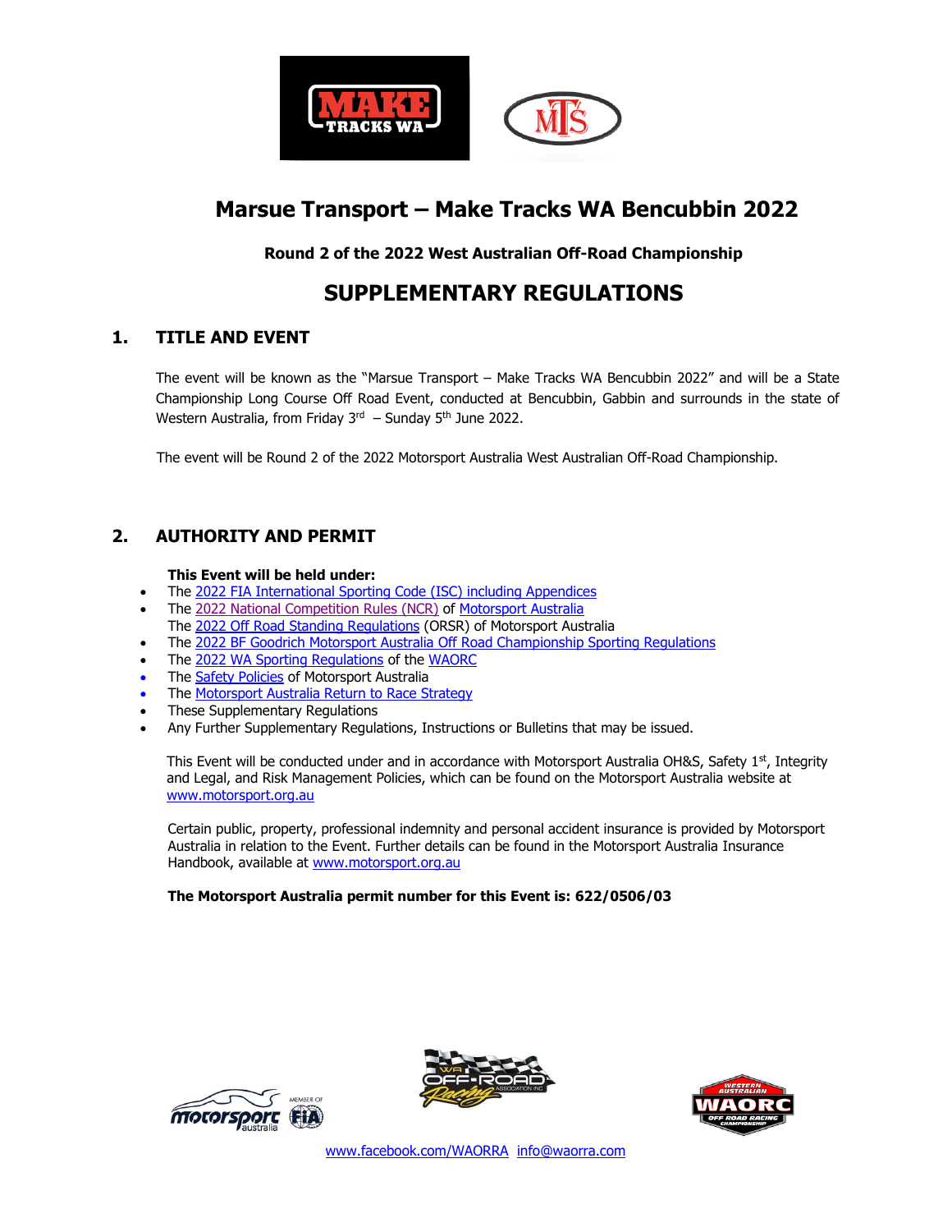# Marsue Transport – Make Tracks WA Bencubbin 2022

**Round 2 of the 2022 West Australian Off-Road Championship**

## SUPPLEMENTARY REGULATIONS

## 1. TITLE AND EVENT

The event will be known as the "Marsue Transport – Make Tracks WA Bencubbin 2022" and will be a State Championship Long Course Off Road Event, conducted at Bencubbin, Gabbin and surrounds in the state of Western Australia, from Friday 3rd – Sunday 5th June 2022.

The event will be Round 2 of the 2022 Motorsport Australia West Australian Off-Road Championship.

## 2. AUTHORITY AND PERMIT

**This Event will be held under:**

- The 2022 FIA International Sporting Code (ISC) including Appendices
- The 2022 National Competition Rules (NCR) of Motorsport Australia
  The 2022 Off Road Standing Regulations (ORSR) of Motorsport Australia
- The 2022 BF Goodrich Motorsport Australia Off Road Championship Sporting Regulations
- The 2022 WA Sporting Regulations of the WAORC
- The Safety Policies of Motorsport Australia
- The Motorsport Australia Return to Race Strategy
- These Supplementary Regulations
- Any Further Supplementary Regulations, Instructions or Bulletins that may be issued.

This Event will be conducted under and in accordance with Motorsport Australia OH&S, Safety 1st, Integrity and Legal, and Risk Management Policies, which can be found on the Motorsport Australia website at www.motorsport.org.au

Certain public, property, professional indemnity and personal accident insurance is provided by Motorsport Australia in relation to the Event. Further details can be found in the Motorsport Australia Insurance Handbook, available at www.motorsport.org.au

**The Motorsport Australia permit number for this Event is: 622/0506/03**

www.facebook.com/WAORRA info@waorra.com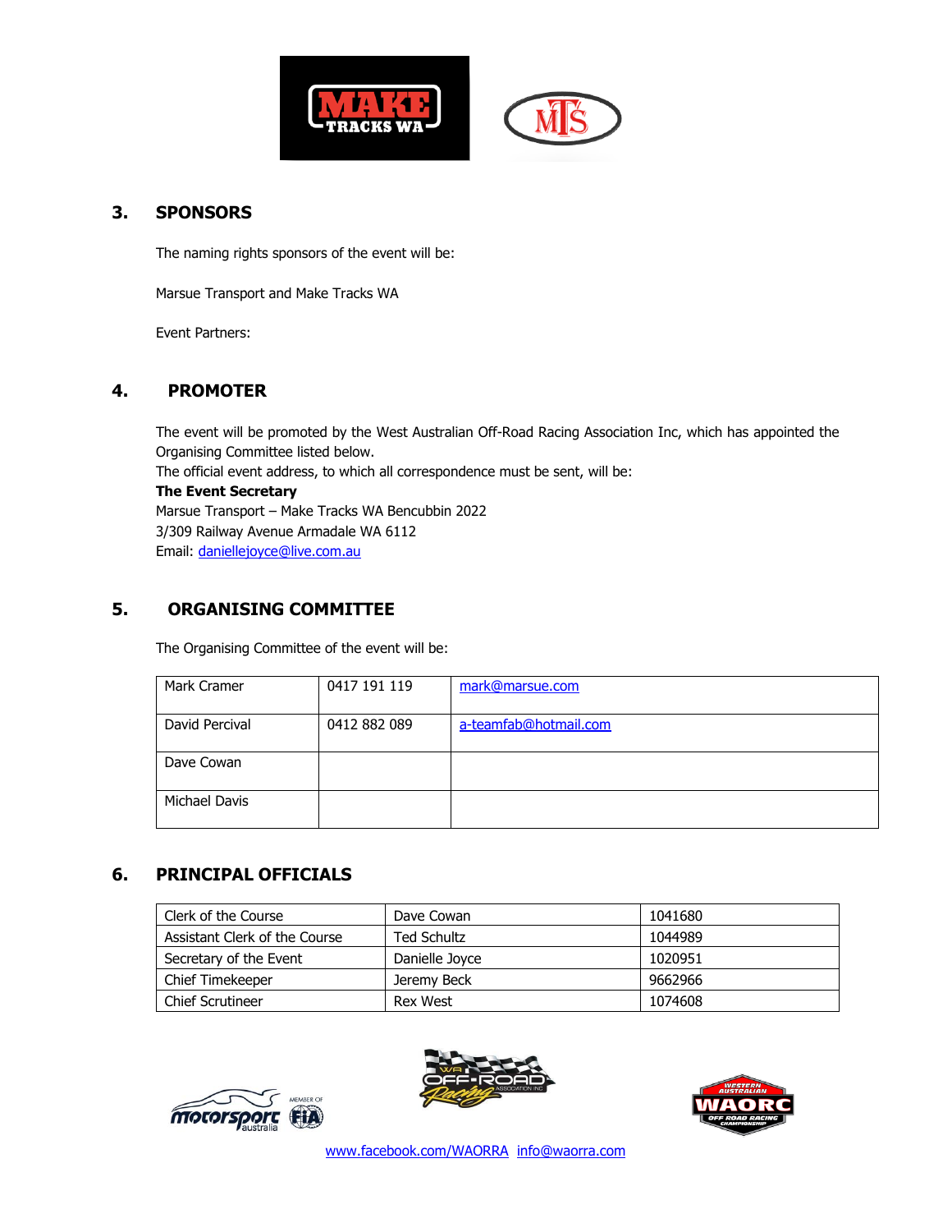## 3. SPONSORS

The naming rights sponsors of the event will be:

Marsue Transport and Make Tracks WA

Event Partners:

## 4. PROMOTER

The event will be promoted by the West Australian Off-Road Racing Association Inc, which has appointed the Organising Committee listed below.
The official event address, to which all correspondence must be sent, will be:
**The Event Secretary**
Marsue Transport – Make Tracks WA Bencubbin 2022
3/309 Railway Avenue Armadale WA 6112
Email: danniellejoyce@live.com.au

## 5. ORGANISING COMMITTEE

The Organising Committee of the event will be:

| | | |
|---|---|---|
| Mark Cramer | 0417 191 119 | mark@marsue.com |
| David Percival | 0412 882 089 | a-teamfab@hotmail.com |
| Dave Cowan | | |
| Michael Davis | | |

## 6. PRINCIPAL OFFICIALS

| | | |
|---|---|---|
| Clerk of the Course | Dave Cowan | 1041680 |
| Assistant Clerk of the Course | Ted Schultz | 1044989 |
| Secretary of the Event | Danielle Joyce | 1020951 |
| Chief Timekeeper | Jeremy Beck | 9662966 |
| Chief Scrutineer | Rex West | 1074608 |

www.facebook.com/WAORRA info@waorra.com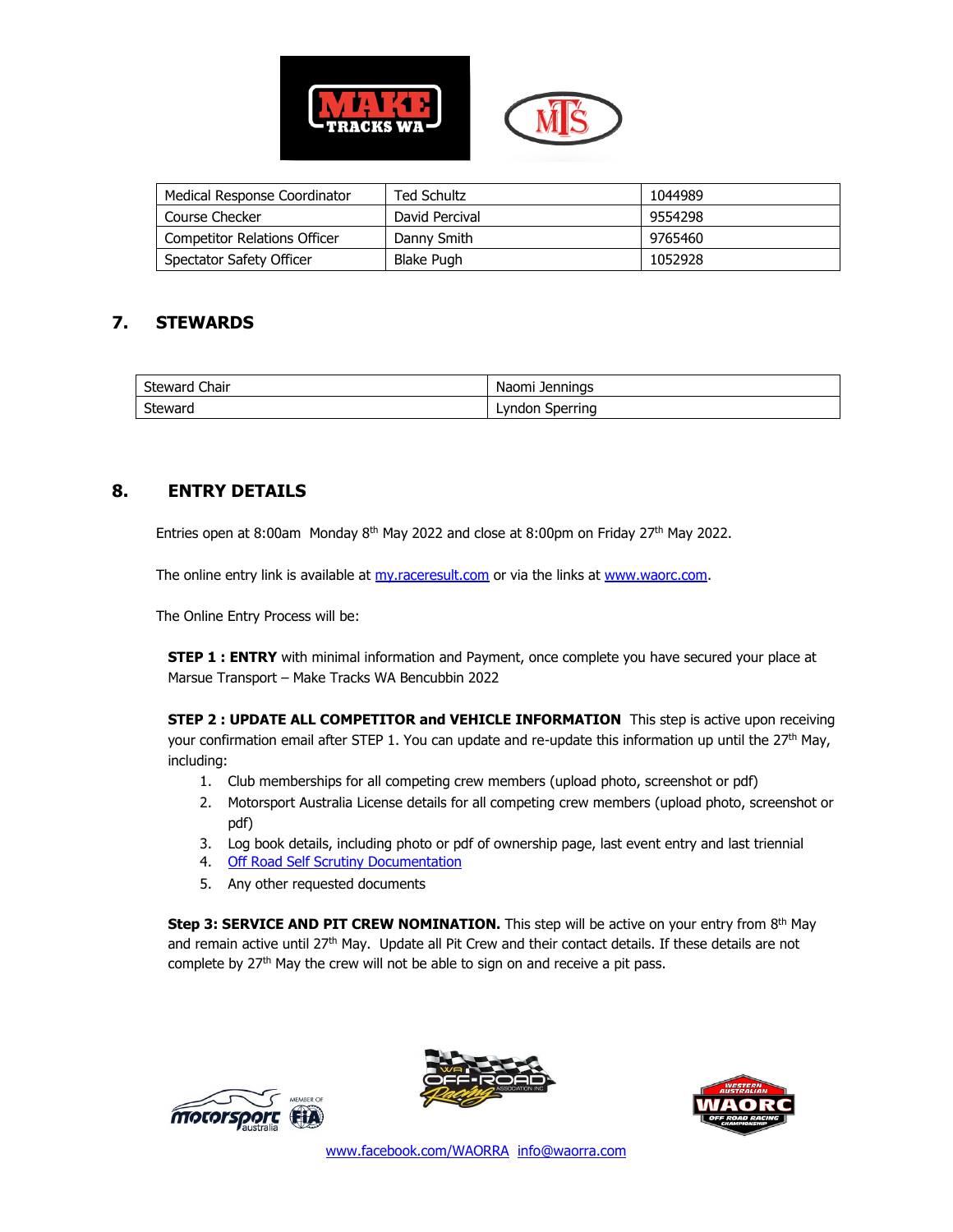| Medical Response Coordinator | Ted Schultz | 1044989 |
|---|---|---|
| Course Checker | David Percival | 9554298 |
| Competitor Relations Officer | Danny Smith | 9765460 |
| Spectator Safety Officer | Blake Pugh | 1052928 |

## 7. STEWARDS

| Steward Chair | Naomi Jennings |
|---|---|
| Steward | Lyndon Sperring |

## 8. ENTRY DETAILS

Entries open at 8:00am Monday 8th May 2022 and close at 8:00pm on Friday 27th May 2022.

The online entry link is available at [my.raceresult.com](my.raceresult.com) or via the links at [www.waorc.com](www.waorc.com).

The Online Entry Process will be:

**STEP 1 : ENTRY** with minimal information and Payment, once complete you have secured your place at Marsue Transport – Make Tracks WA Bencubbin 2022

**STEP 2 : UPDATE ALL COMPETITOR and VEHICLE INFORMATION** This step is active upon receiving your confirmation email after STEP 1. You can update and re-update this information up until the 27th May, including:

1. Club memberships for all competing crew members (upload photo, screenshot or pdf)
2. Motorsport Australia License details for all competing crew members (upload photo, screenshot or pdf)
3. Log book details, including photo or pdf of ownership page, last event entry and last triennial
4. Off Road Self Scrutiny Documentation
5. Any other requested documents

**Step 3: SERVICE AND PIT CREW NOMINATION.** This step will be active on your entry from 8th May and remain active until 27th May. Update all Pit Crew and their contact details. If these details are not complete by 27th May the crew will not be able to sign on and receive a pit pass.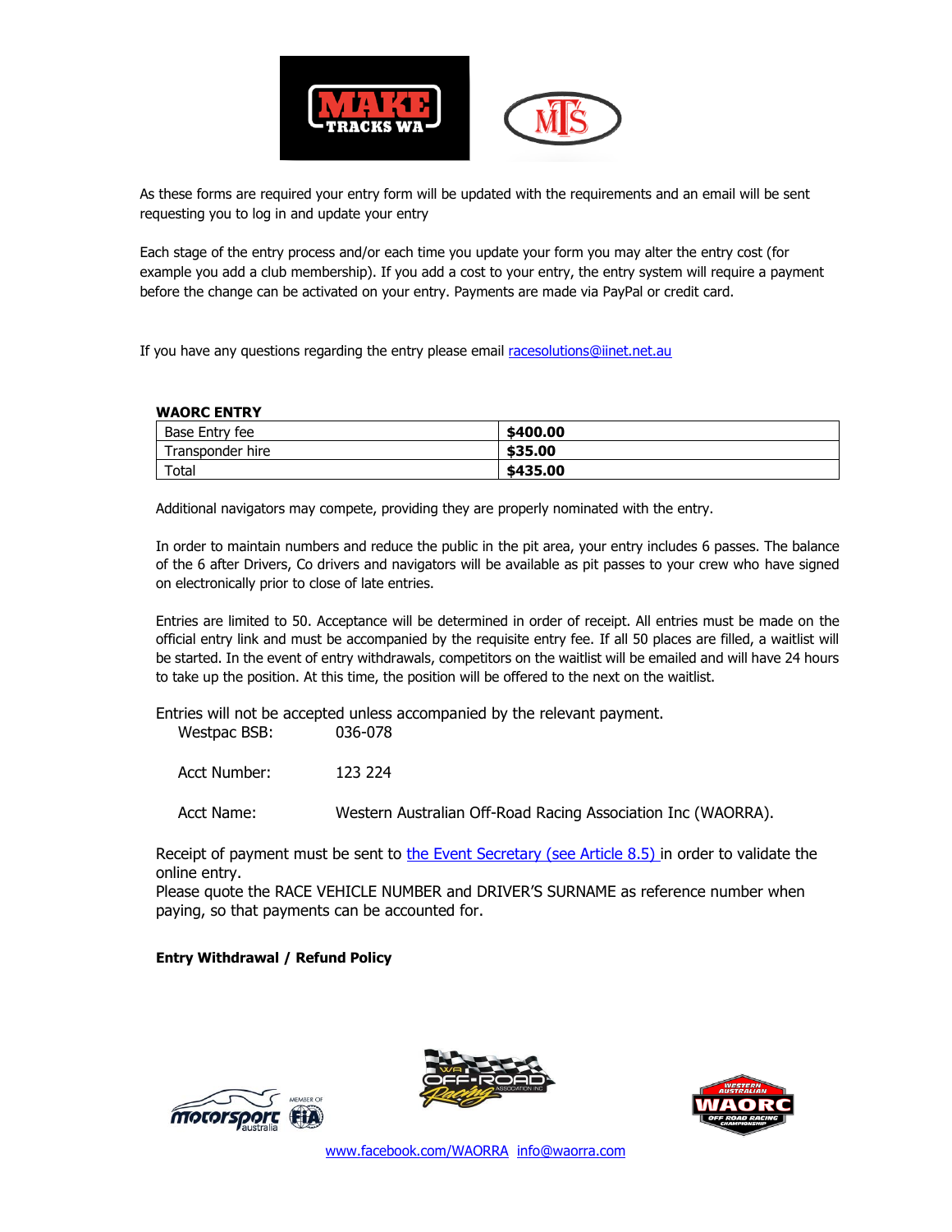As these forms are required your entry form will be updated with the requirements and an email will be sent requesting you to log in and update your entry

Each stage of the entry process and/or each time you update your form you may alter the entry cost (for example you add a club membership). If you add a cost to your entry, the entry system will require a payment before the change can be activated on your entry. Payments are made via PayPal or credit card.

If you have any questions regarding the entry please email racesolutions@iinet.net.au

**WAORC ENTRY**

| Base Entry fee | **$400.00** |
|---|---|
| Transponder hire | **$35.00** |
| Total | **$435.00** |

Additional navigators may compete, providing they are properly nominated with the entry.

In order to maintain numbers and reduce the public in the pit area, your entry includes 6 passes. The balance of the 6 after Drivers, Co drivers and navigators will be available as pit passes to your crew who have signed on electronically prior to close of late entries.

Entries are limited to 50. Acceptance will be determined in order of receipt. All entries must be made on the official entry link and must be accompanied by the requisite entry fee. If all 50 places are filled, a waitlist will be started. In the event of entry withdrawals, competitors on the waitlist will be emailed and will have 24 hours to take up the position. At this time, the position will be offered to the next on the waitlist.

Entries will not be accepted unless accompanied by the relevant payment.

Westpac BSB: 036-078

Acct Number: 123 224

Acct Name: Western Australian Off-Road Racing Association Inc (WAORRA).

Receipt of payment must be sent to the Event Secretary (see Article 8.5) in order to validate the online entry.
Please quote the RACE VEHICLE NUMBER and DRIVER'S SURNAME as reference number when paying, so that payments can be accounted for.

**Entry Withdrawal / Refund Policy**

www.facebook.com/WAORRA info@waorra.com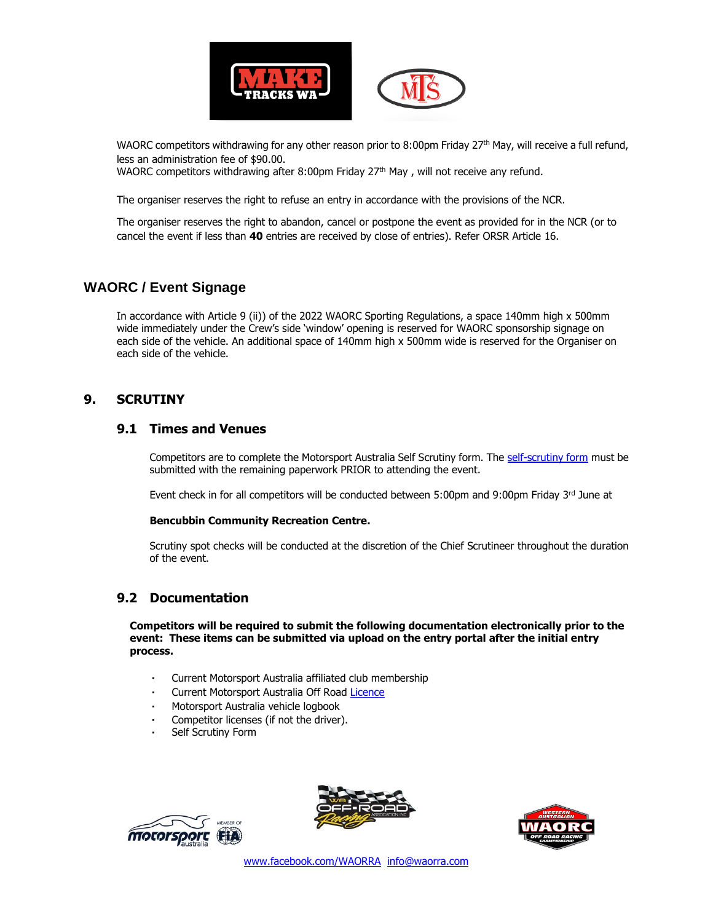WAORC competitors withdrawing for any other reason prior to 8:00pm Friday 27th May, will receive a full refund, less an administration fee of $90.00.
WAORC competitors withdrawing after 8:00pm Friday 27th May , will not receive any refund.

The organiser reserves the right to refuse an entry in accordance with the provisions of the NCR.

The organiser reserves the right to abandon, cancel or postpone the event as provided for in the NCR (or to cancel the event if less than **40** entries are received by close of entries). Refer ORSR Article 16.

## WAORC / Event Signage

In accordance with Article 9 (ii)) of the 2022 WAORC Sporting Regulations, a space 140mm high x 500mm wide immediately under the Crew's side 'window' opening is reserved for WAORC sponsorship signage on each side of the vehicle. An additional space of 140mm high x 500mm wide is reserved for the Organiser on each side of the vehicle.

## 9. SCRUTINY

### 9.1 Times and Venues

Competitors are to complete the Motorsport Australia Self Scrutiny form. The self-scrutiny form must be submitted with the remaining paperwork PRIOR to attending the event.

Event check in for all competitors will be conducted between 5:00pm and 9:00pm Friday 3rd June at

**Bencubbin Community Recreation Centre.**

Scrutiny spot checks will be conducted at the discretion of the Chief Scrutineer throughout the duration of the event.

### 9.2 Documentation

**Competitors will be required to submit the following documentation electronically prior to the event: These items can be submitted via upload on the entry portal after the initial entry process.**

- Current Motorsport Australia affiliated club membership
- Current Motorsport Australia Off Road Licence
- Motorsport Australia vehicle logbook
- Competitor licenses (if not the driver).
- Self Scrutiny Form

www.facebook.com/WAORRA info@waorra.com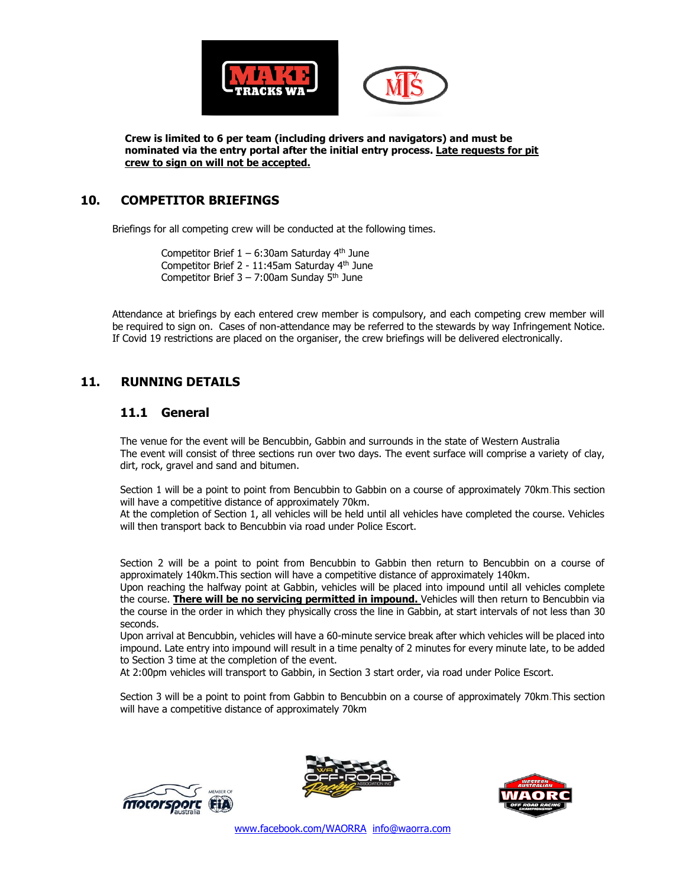**Crew is limited to 6 per team (including drivers and navigators) and must be nominated via the entry portal after the initial entry process. <u>Late requests for pit crew to sign on will not be accepted.</u>**

## 10. COMPETITOR BRIEFINGS

Briefings for all competing crew will be conducted at the following times.

Competitor Brief 1 – 6:30am Saturday 4th June
Competitor Brief 2 - 11:45am Saturday 4th June
Competitor Brief 3 – 7:00am Sunday 5th June

Attendance at briefings by each entered crew member is compulsory, and each competing crew member will be required to sign on. Cases of non-attendance may be referred to the stewards by way Infringement Notice. If Covid 19 restrictions are placed on the organiser, the crew briefings will be delivered electronically.

## 11. RUNNING DETAILS

### 11.1 General

The venue for the event will be Bencubbin, Gabbin and surrounds in the state of Western Australia
The event will consist of three sections run over two days. The event surface will comprise a variety of clay, dirt, rock, gravel and sand and bitumen.

Section 1 will be a point to point from Bencubbin to Gabbin on a course of approximately 70km. This section will have a competitive distance of approximately 70km.
At the completion of Section 1, all vehicles will be held until all vehicles have completed the course. Vehicles will then transport back to Bencubbin via road under Police Escort.

Section 2 will be a point to point from Bencubbin to Gabbin then return to Bencubbin on a course of approximately 140km. This section will have a competitive distance of approximately 140km.
Upon reaching the halfway point at Gabbin, vehicles will be placed into impound until all vehicles complete the course. **<u>There will be no servicing permitted in impound.</u>** Vehicles will then return to Bencubbin via the course in the order in which they physically cross the line in Gabbin, at start intervals of not less than 30 seconds.
Upon arrival at Bencubbin, vehicles will have a 60-minute service break after which vehicles will be placed into impound. Late entry into impound will result in a time penalty of 2 minutes for every minute late, to be added to Section 3 time at the completion of the event.
At 2:00pm vehicles will transport to Gabbin, in Section 3 start order, via road under Police Escort.

Section 3 will be a point to point from Gabbin to Bencubbin on a course of approximately 70km. This section will have a competitive distance of approximately 70km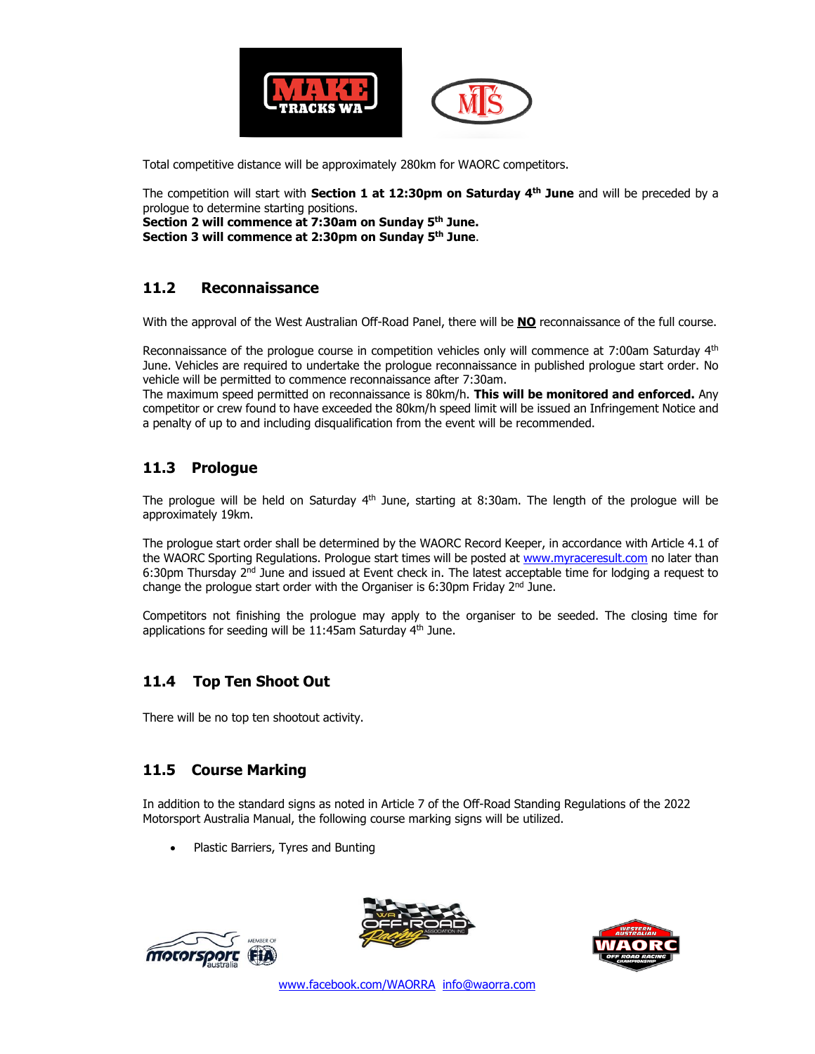Total competitive distance will be approximately 280km for WAORC competitors.

The competition will start with **Section 1 at 12:30pm on Saturday 4th June** and will be preceded by a prologue to determine starting positions.
**Section 2 will commence at 7:30am on Sunday 5th June.**
**Section 3 will commence at 2:30pm on Sunday 5th June**.

## 11.2 Reconnaissance

With the approval of the West Australian Off-Road Panel, there will be **NO** reconnaissance of the full course.

Reconnaissance of the prologue course in competition vehicles only will commence at 7:00am Saturday 4th June. Vehicles are required to undertake the prologue reconnaissance in published prologue start order. No vehicle will be permitted to commence reconnaissance after 7:30am.
The maximum speed permitted on reconnaissance is 80km/h. **This will be monitored and enforced.** Any competitor or crew found to have exceeded the 80km/h speed limit will be issued an Infringement Notice and a penalty of up to and including disqualification from the event will be recommended.

## 11.3 Prologue

The prologue will be held on Saturday 4th June, starting at 8:30am. The length of the prologue will be approximately 19km.

The prologue start order shall be determined by the WAORC Record Keeper, in accordance with Article 4.1 of the WAORC Sporting Regulations. Prologue start times will be posted at www.myraceresult.com no later than 6:30pm Thursday 2nd June and issued at Event check in. The latest acceptable time for lodging a request to change the prologue start order with the Organiser is 6:30pm Friday 2nd June.

Competitors not finishing the prologue may apply to the organiser to be seeded. The closing time for applications for seeding will be 11:45am Saturday 4th June.

## 11.4 Top Ten Shoot Out

There will be no top ten shootout activity.

## 11.5 Course Marking

In addition to the standard signs as noted in Article 7 of the Off-Road Standing Regulations of the 2022 Motorsport Australia Manual, the following course marking signs will be utilized.

- Plastic Barriers, Tyres and Bunting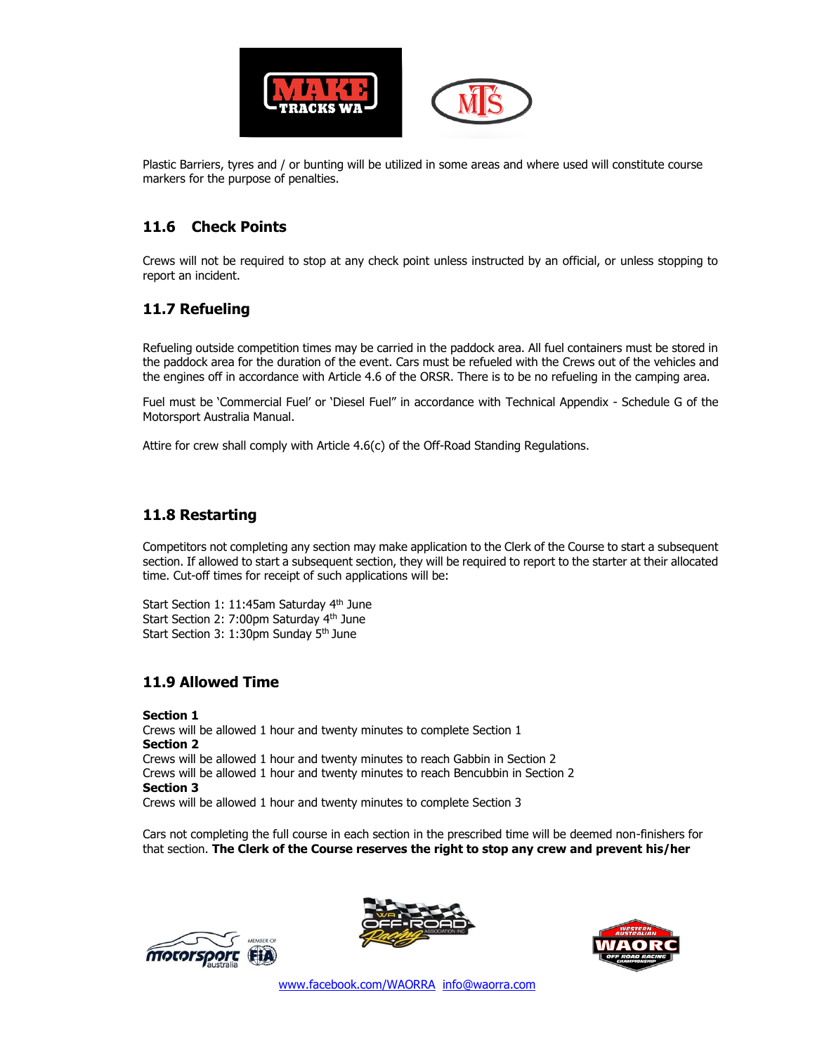Plastic Barriers, tyres and / or bunting will be utilized in some areas and where used will constitute course markers for the purpose of penalties.

## 11.6 Check Points

Crews will not be required to stop at any check point unless instructed by an official, or unless stopping to report an incident.

## 11.7 Refueling

Refueling outside competition times may be carried in the paddock area. All fuel containers must be stored in the paddock area for the duration of the event. Cars must be refueled with the Crews out of the vehicles and the engines off in accordance with Article 4.6 of the ORSR. There is to be no refueling in the camping area.

Fuel must be 'Commercial Fuel' or 'Diesel Fuel" in accordance with Technical Appendix - Schedule G of the Motorsport Australia Manual.

Attire for crew shall comply with Article 4.6(c) of the Off-Road Standing Regulations.

## 11.8 Restarting

Competitors not completing any section may make application to the Clerk of the Course to start a subsequent section. If allowed to start a subsequent section, they will be required to report to the starter at their allocated time. Cut-off times for receipt of such applications will be:

Start Section 1: 11:45am Saturday 4th June
Start Section 2: 7:00pm Saturday 4th June
Start Section 3: 1:30pm Sunday 5th June

## 11.9 Allowed Time

**Section 1**
Crews will be allowed 1 hour and twenty minutes to complete Section 1
**Section 2**
Crews will be allowed 1 hour and twenty minutes to reach Gabbin in Section 2
Crews will be allowed 1 hour and twenty minutes to reach Bencubbin in Section 2
**Section 3**
Crews will be allowed 1 hour and twenty minutes to complete Section 3

Cars not completing the full course in each section in the prescribed time will be deemed non-finishers for that section. **The Clerk of the Course reserves the right to stop any crew and prevent his/her**

www.facebook.com/WAORRA info@waorra.com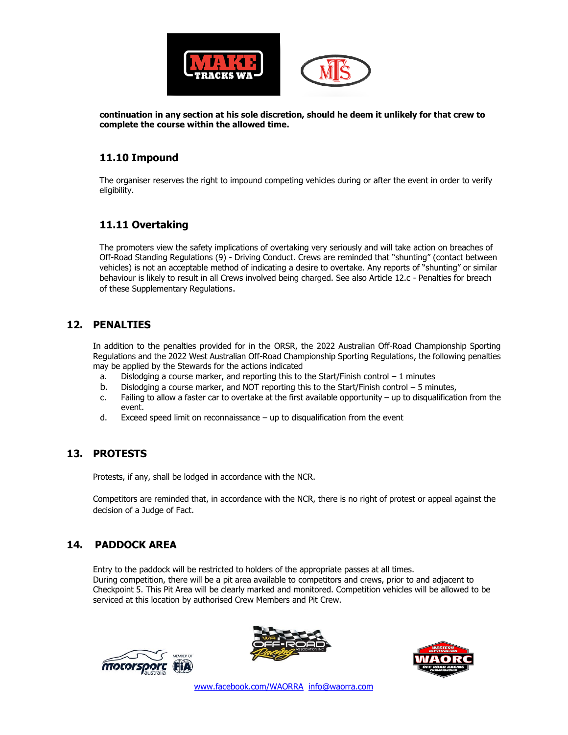**continuation in any section at his sole discretion, should he deem it unlikely for that crew to complete the course within the allowed time.**

### 11.10 Impound

The organiser reserves the right to impound competing vehicles during or after the event in order to verify eligibility.

### 11.11 Overtaking

The promoters view the safety implications of overtaking very seriously and will take action on breaches of Off-Road Standing Regulations (9) - Driving Conduct. Crews are reminded that "shunting" (contact between vehicles) is not an acceptable method of indicating a desire to overtake. Any reports of "shunting" or similar behaviour is likely to result in all Crews involved being charged. See also Article 12.c - Penalties for breach of these Supplementary Regulations.

## 12. PENALTIES

In addition to the penalties provided for in the ORSR, the 2022 Australian Off-Road Championship Sporting Regulations and the 2022 West Australian Off-Road Championship Sporting Regulations, the following penalties may be applied by the Stewards for the actions indicated

a. Dislodging a course marker, and reporting this to the Start/Finish control – 1 minutes
b. Dislodging a course marker, and NOT reporting this to the Start/Finish control – 5 minutes,
c. Failing to allow a faster car to overtake at the first available opportunity – up to disqualification from the event.
d. Exceed speed limit on reconnaissance – up to disqualification from the event

## 13. PROTESTS

Protests, if any, shall be lodged in accordance with the NCR.

Competitors are reminded that, in accordance with the NCR, there is no right of protest or appeal against the decision of a Judge of Fact.

## 14. PADDOCK AREA

Entry to the paddock will be restricted to holders of the appropriate passes at all times.
During competition, there will be a pit area available to competitors and crews, prior to and adjacent to Checkpoint 5. This Pit Area will be clearly marked and monitored. Competition vehicles will be allowed to be serviced at this location by authorised Crew Members and Pit Crew.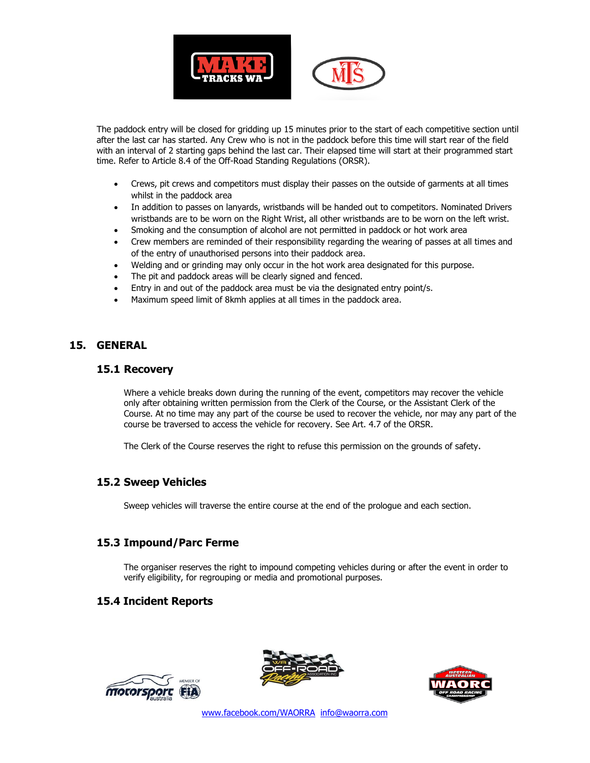The paddock entry will be closed for gridding up 15 minutes prior to the start of each competitive section until after the last car has started. Any Crew who is not in the paddock before this time will start rear of the field with an interval of 2 starting gaps behind the last car. Their elapsed time will start at their programmed start time. Refer to Article 8.4 of the Off-Road Standing Regulations (ORSR).

- Crews, pit crews and competitors must display their passes on the outside of garments at all times whilst in the paddock area
- In addition to passes on lanyards, wristbands will be handed out to competitors. Nominated Drivers wristbands are to be worn on the Right Wrist, all other wristbands are to be worn on the left wrist.
- Smoking and the consumption of alcohol are not permitted in paddock or hot work area
- Crew members are reminded of their responsibility regarding the wearing of passes at all times and of the entry of unauthorised persons into their paddock area.
- Welding and or grinding may only occur in the hot work area designated for this purpose.
- The pit and paddock areas will be clearly signed and fenced.
- Entry in and out of the paddock area must be via the designated entry point/s.
- Maximum speed limit of 8kmh applies at all times in the paddock area.

## 15. GENERAL

### 15.1 Recovery

Where a vehicle breaks down during the running of the event, competitors may recover the vehicle only after obtaining written permission from the Clerk of the Course, or the Assistant Clerk of the Course. At no time may any part of the course be used to recover the vehicle, nor may any part of the course be traversed to access the vehicle for recovery. See Art. 4.7 of the ORSR.

The Clerk of the Course reserves the right to refuse this permission on the grounds of safety.

### 15.2 Sweep Vehicles

Sweep vehicles will traverse the entire course at the end of the prologue and each section.

### 15.3 Impound/Parc Ferme

The organiser reserves the right to impound competing vehicles during or after the event in order to verify eligibility, for regrouping or media and promotional purposes.

### 15.4 Incident Reports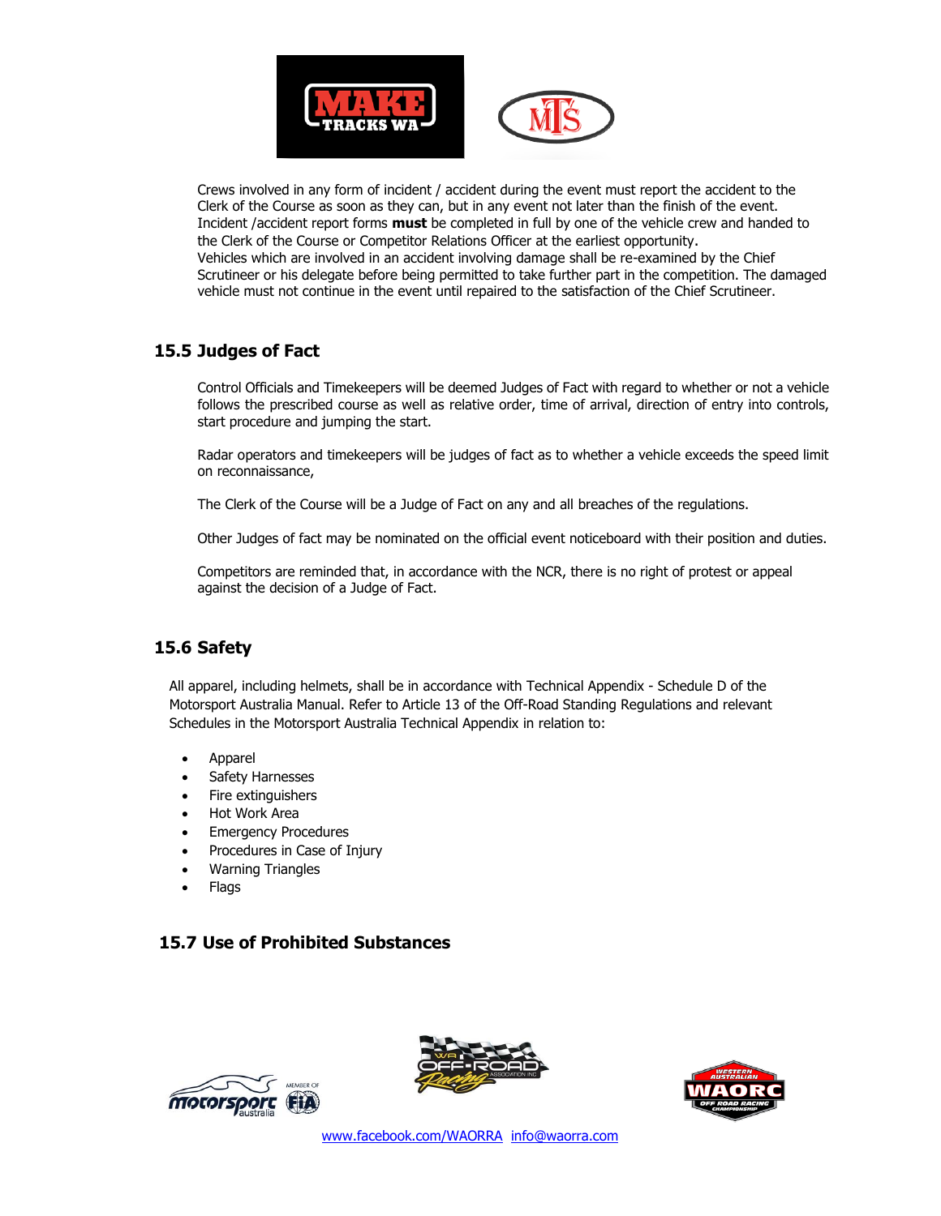Crews involved in any form of incident / accident during the event must report the accident to the Clerk of the Course as soon as they can, but in any event not later than the finish of the event. Incident /accident report forms **must** be completed in full by one of the vehicle crew and handed to the Clerk of the Course or Competitor Relations Officer at the earliest opportunity.
Vehicles which are involved in an accident involving damage shall be re-examined by the Chief Scrutineer or his delegate before being permitted to take further part in the competition. The damaged vehicle must not continue in the event until repaired to the satisfaction of the Chief Scrutineer.

## 15.5 Judges of Fact

Control Officials and Timekeepers will be deemed Judges of Fact with regard to whether or not a vehicle follows the prescribed course as well as relative order, time of arrival, direction of entry into controls, start procedure and jumping the start.

Radar operators and timekeepers will be judges of fact as to whether a vehicle exceeds the speed limit on reconnaissance,

The Clerk of the Course will be a Judge of Fact on any and all breaches of the regulations.

Other Judges of fact may be nominated on the official event noticeboard with their position and duties.

Competitors are reminded that, in accordance with the NCR, there is no right of protest or appeal against the decision of a Judge of Fact.

## 15.6 Safety

All apparel, including helmets, shall be in accordance with Technical Appendix - Schedule D of the Motorsport Australia Manual. Refer to Article 13 of the Off-Road Standing Regulations and relevant Schedules in the Motorsport Australia Technical Appendix in relation to:

- Apparel
- Safety Harnesses
- Fire extinguishers
- Hot Work Area
- Emergency Procedures
- Procedures in Case of Injury
- Warning Triangles
- Flags

## 15.7 Use of Prohibited Substances

www.facebook.com/WAORRA info@waorra.com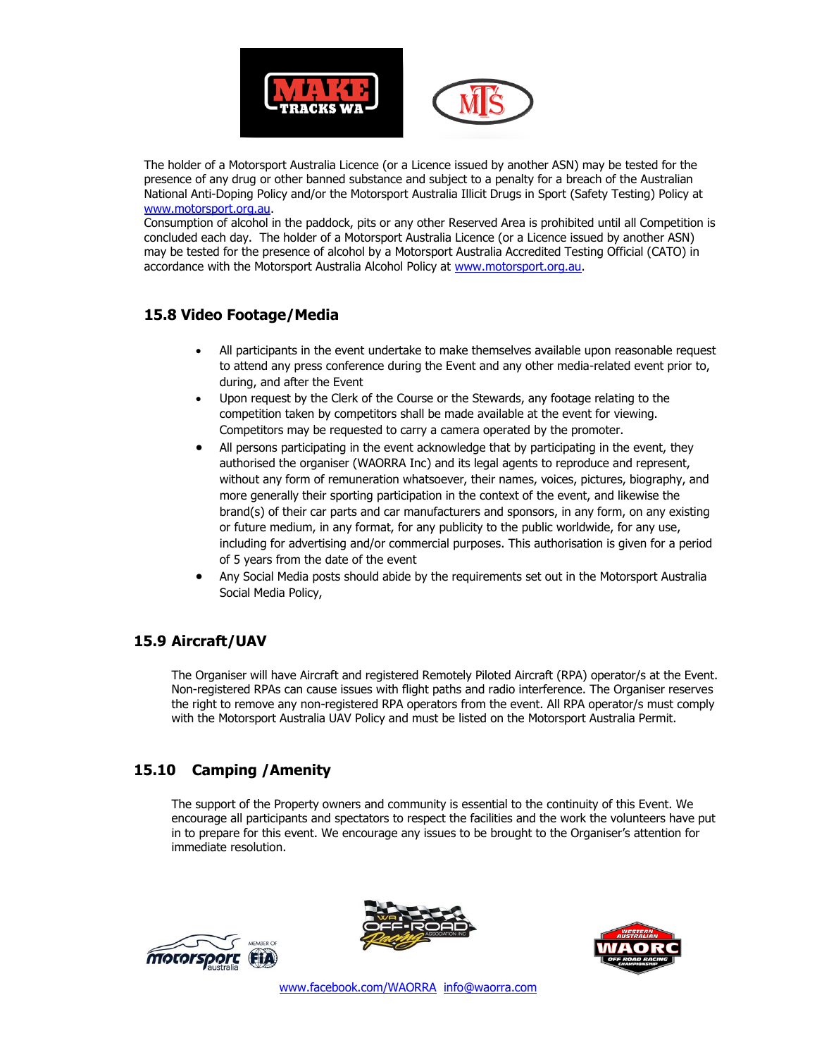The holder of a Motorsport Australia Licence (or a Licence issued by another ASN) may be tested for the presence of any drug or other banned substance and subject to a penalty for a breach of the Australian National Anti-Doping Policy and/or the Motorsport Australia Illicit Drugs in Sport (Safety Testing) Policy at www.motorsport.org.au.
Consumption of alcohol in the paddock, pits or any other Reserved Area is prohibited until all Competition is concluded each day. The holder of a Motorsport Australia Licence (or a Licence issued by another ASN) may be tested for the presence of alcohol by a Motorsport Australia Accredited Testing Official (CATO) in accordance with the Motorsport Australia Alcohol Policy at www.motorsport.org.au.

## 15.8 Video Footage/Media

- All participants in the event undertake to make themselves available upon reasonable request to attend any press conference during the Event and any other media-related event prior to, during, and after the Event
- Upon request by the Clerk of the Course or the Stewards, any footage relating to the competition taken by competitors shall be made available at the event for viewing. Competitors may be requested to carry a camera operated by the promoter.
- All persons participating in the event acknowledge that by participating in the event, they authorised the organiser (WAORRA Inc) and its legal agents to reproduce and represent, without any form of remuneration whatsoever, their names, voices, pictures, biography, and more generally their sporting participation in the context of the event, and likewise the brand(s) of their car parts and car manufacturers and sponsors, in any form, on any existing or future medium, in any format, for any publicity to the public worldwide, for any use, including for advertising and/or commercial purposes. This authorisation is given for a period of 5 years from the date of the event
- Any Social Media posts should abide by the requirements set out in the Motorsport Australia Social Media Policy,

## 15.9 Aircraft/UAV

The Organiser will have Aircraft and registered Remotely Piloted Aircraft (RPA) operator/s at the Event. Non-registered RPAs can cause issues with flight paths and radio interference. The Organiser reserves the right to remove any non-registered RPA operators from the event. All RPA operator/s must comply with the Motorsport Australia UAV Policy and must be listed on the Motorsport Australia Permit.

## 15.10 Camping /Amenity

The support of the Property owners and community is essential to the continuity of this Event. We encourage all participants and spectators to respect the facilities and the work the volunteers have put in to prepare for this event. We encourage any issues to be brought to the Organiser's attention for immediate resolution.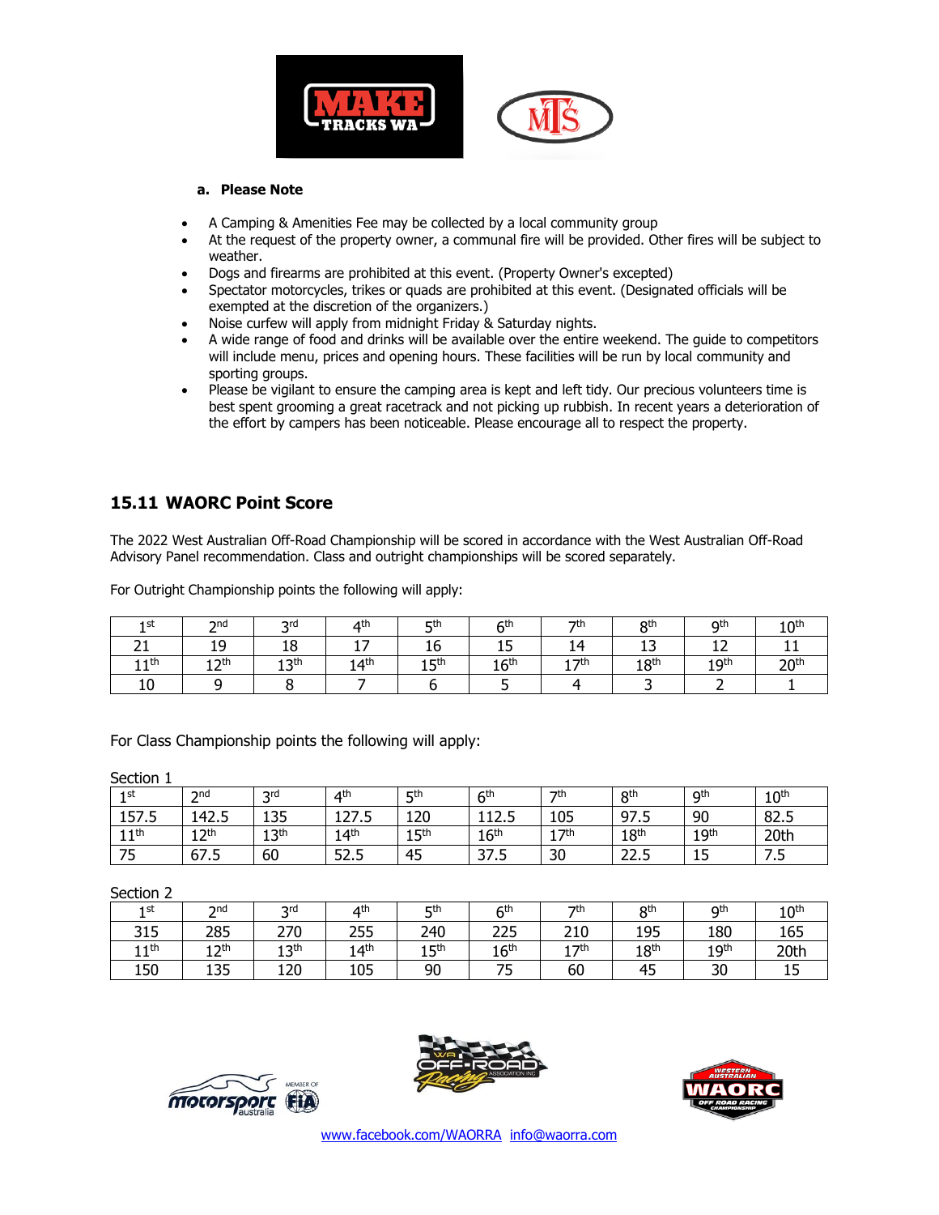**a. Please Note**

- A Camping & Amenities Fee may be collected by a local community group
- At the request of the property owner, a communal fire will be provided. Other fires will be subject to weather.
- Dogs and firearms are prohibited at this event. (Property Owner's excepted)
- Spectator motorcycles, trikes or quads are prohibited at this event. (Designated officials will be exempted at the discretion of the organizers.)
- Noise curfew will apply from midnight Friday & Saturday nights.
- A wide range of food and drinks will be available over the entire weekend. The guide to competitors will include menu, prices and opening hours. These facilities will be run by local community and sporting groups.
- Please be vigilant to ensure the camping area is kept and left tidy. Our precious volunteers time is best spent grooming a great racetrack and not picking up rubbish. In recent years a deterioration of the effort by campers has been noticeable. Please encourage all to respect the property.

## 15.11 WAORC Point Score

The 2022 West Australian Off-Road Championship will be scored in accordance with the West Australian Off-Road Advisory Panel recommendation. Class and outright championships will be scored separately.

For Outright Championship points the following will apply:

| 1st | 2nd | 3rd | 4th | 5th | 6th | 7th | 8th | 9th | 10th |
|---|---|---|---|---|---|---|---|---|---|
| 21 | 19 | 18 | 17 | 16 | 15 | 14 | 13 | 12 | 11 |
| 11th | 12th | 13th | 14th | 15th | 16th | 17th | 18th | 19th | 20th |
| 10 | 9 | 8 | 7 | 6 | 5 | 4 | 3 | 2 | 1 |

For Class Championship points the following will apply:

Section 1

| 1st | 2nd | 3rd | 4th | 5th | 6th | 7th | 8th | 9th | 10th |
|---|---|---|---|---|---|---|---|---|---|
| 157.5 | 142.5 | 135 | 127.5 | 120 | 112.5 | 105 | 97.5 | 90 | 82.5 |
| 11th | 12th | 13th | 14th | 15th | 16th | 17th | 18th | 19th | 20th |
| 75 | 67.5 | 60 | 52.5 | 45 | 37.5 | 30 | 22.5 | 15 | 7.5 |

Section 2

| 1st | 2nd | 3rd | 4th | 5th | 6th | 7th | 8th | 9th | 10th |
|---|---|---|---|---|---|---|---|---|---|
| 315 | 285 | 270 | 255 | 240 | 225 | 210 | 195 | 180 | 165 |
| 11th | 12th | 13th | 14th | 15th | 16th | 17th | 18th | 19th | 20th |
| 150 | 135 | 120 | 105 | 90 | 75 | 60 | 45 | 30 | 15 |

www.facebook.com/WAORRA info@waorra.com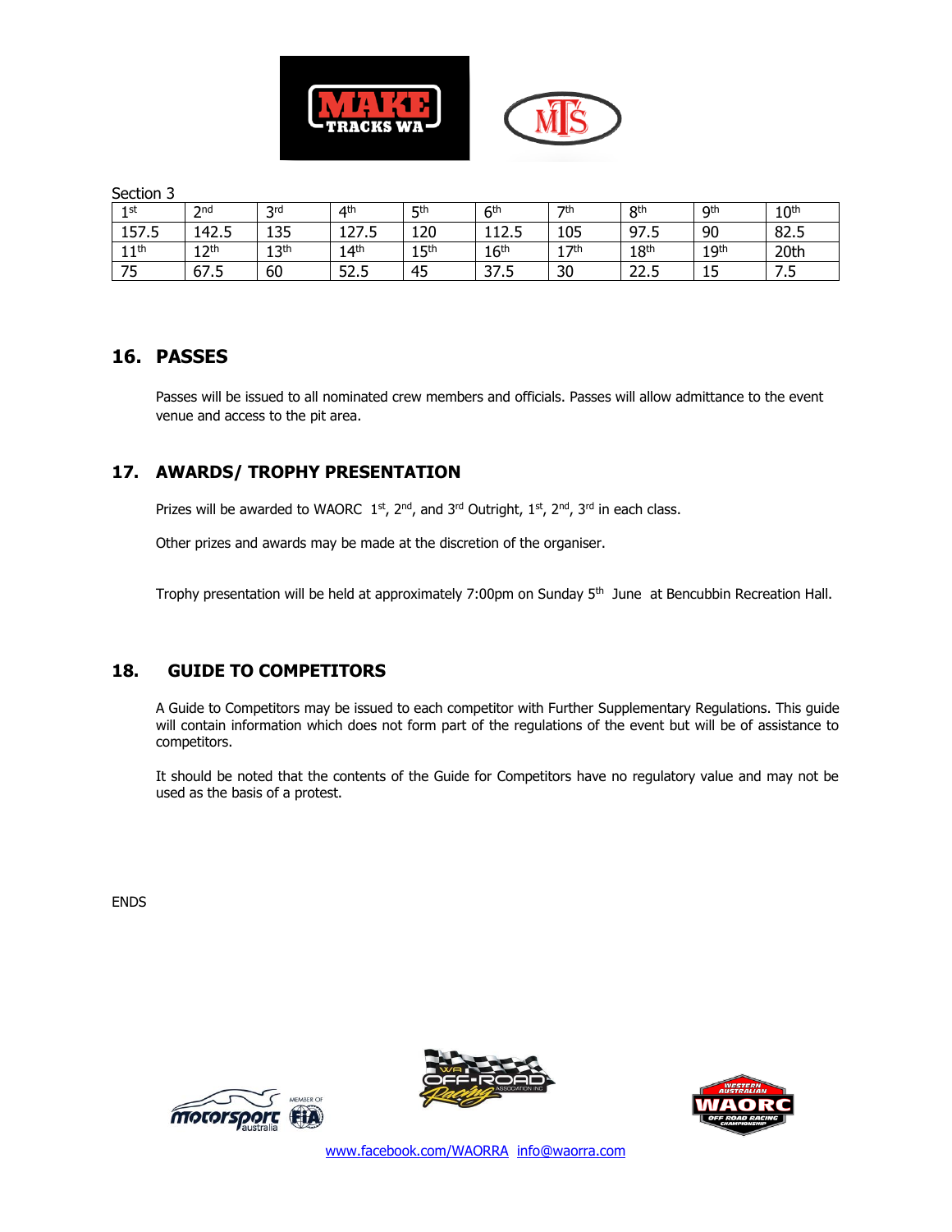Section 3

| | | | | | | | | | |
|---|---|---|---|---|---|---|---|---|---|
| 1st | 2nd | 3rd | 4th | 5th | 6th | 7th | 8th | 9th | 10th |
| 157.5 | 142.5 | 135 | 127.5 | 120 | 112.5 | 105 | 97.5 | 90 | 82.5 |
| 11th | 12th | 13th | 14th | 15th | 16th | 17th | 18th | 19th | 20th |
| 75 | 67.5 | 60 | 52.5 | 45 | 37.5 | 30 | 22.5 | 15 | 7.5 |

## 16. PASSES

Passes will be issued to all nominated crew members and officials. Passes will allow admittance to the event venue and access to the pit area.

## 17. AWARDS/ TROPHY PRESENTATION

Prizes will be awarded to WAORC 1st, 2nd, and 3rd Outright, 1st, 2nd, 3rd in each class.

Other prizes and awards may be made at the discretion of the organiser.

Trophy presentation will be held at approximately 7:00pm on Sunday 5th June at Bencubbin Recreation Hall.

## 18. GUIDE TO COMPETITORS

A Guide to Competitors may be issued to each competitor with Further Supplementary Regulations. This guide will contain information which does not form part of the regulations of the event but will be of assistance to competitors.

It should be noted that the contents of the Guide for Competitors have no regulatory value and may not be used as the basis of a protest.

ENDS

www.facebook.com/WAORRA info@waorra.com